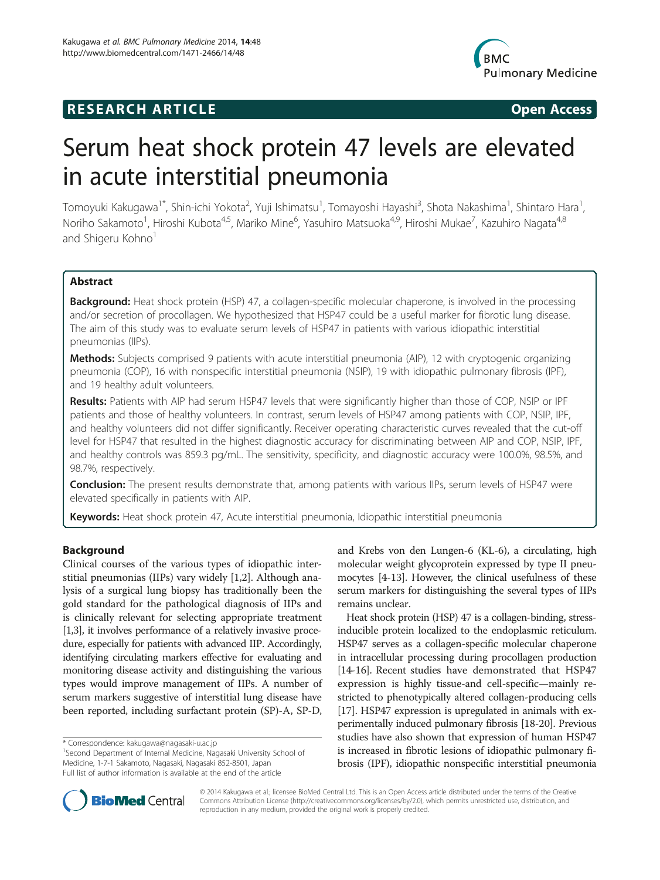**RESEARCH ARTICLE** **Open Access**

# Serum heat shock protein 47 levels are elevated in acute interstitial pneumonia

Tomoyuki Kakugawa[1*], Shin-ichi Yokota[2], Yuji Ishimatsu[1], Tomayoshi Hayashi[3], Shota Nakashima[1], Shintaro Hara[1], Noriho Sakamoto[1], Hiroshi Kubota[4,5], Mariko Mine[6], Yasuhiro Matsuoka[4,9], Hiroshi Mukae[7], Kazuhiro Nagata[4,8] and Shigeru Kohno[1]

## Abstract

**Background:** Heat shock protein (HSP) 47, a collagen-specific molecular chaperone, is involved in the processing and/or secretion of procollagen. We hypothesized that HSP47 could be a useful marker for fibrotic lung disease. The aim of this study was to evaluate serum levels of HSP47 in patients with various idiopathic interstitial pneumonias (IIPs).

**Methods:** Subjects comprised 9 patients with acute interstitial pneumonia (AIP), 12 with cryptogenic organizing pneumonia (COP), 16 with nonspecific interstitial pneumonia (NSIP), 19 with idiopathic pulmonary fibrosis (IPF), and 19 healthy adult volunteers.

**Results:** Patients with AIP had serum HSP47 levels that were significantly higher than those of COP, NSIP or IPF patients and those of healthy volunteers. In contrast, serum levels of HSP47 among patients with COP, NSIP, IPF, and healthy volunteers did not differ significantly. Receiver operating characteristic curves revealed that the cut-off level for HSP47 that resulted in the highest diagnostic accuracy for discriminating between AIP and COP, NSIP, IPF, and healthy controls was 859.3 pg/mL. The sensitivity, specificity, and diagnostic accuracy were 100.0%, 98.5%, and 98.7%, respectively.

**Conclusion:** The present results demonstrate that, among patients with various IIPs, serum levels of HSP47 were elevated specifically in patients with AIP.

**Keywords:** Heat shock protein 47, Acute interstitial pneumonia, Idiopathic interstitial pneumonia

## Background

Clinical courses of the various types of idiopathic interstitial pneumonias (IIPs) vary widely [1,2]. Although analysis of a surgical lung biopsy has traditionally been the gold standard for the pathological diagnosis of IIPs and is clinically relevant for selecting appropriate treatment [1,3], it involves performance of a relatively invasive procedure, especially for patients with advanced IIP. Accordingly, identifying circulating markers effective for evaluating and monitoring disease activity and distinguishing the various types would improve management of IIPs. A number of serum markers suggestive of interstitial lung disease have been reported, including surfactant protein (SP)-A, SP-D, and Krebs von den Lungen-6 (KL-6), a circulating, high molecular weight glycoprotein expressed by type II pneumocytes [4-13]. However, the clinical usefulness of these serum markers for distinguishing the several types of IIPs remains unclear.

Heat shock protein (HSP) 47 is a collagen-binding, stress-inducible protein localized to the endoplasmic reticulum. HSP47 serves as a collagen-specific molecular chaperone in intracellular processing during procollagen production [14-16]. Recent studies have demonstrated that HSP47 expression is highly tissue-and cell-specific—mainly restricted to phenotypically altered collagen-producing cells [17]. HSP47 expression is upregulated in animals with experimentally induced pulmonary fibrosis [18-20]. Previous studies have also shown that expression of human HSP47 is increased in fibrotic lesions of idiopathic pulmonary fibrosis (IPF), idiopathic nonspecific interstitial pneumonia

\* Correspondence: kakugawa@nagasaki-u.ac.jp
[1]Second Department of Internal Medicine, Nagasaki University School of Medicine, 1-7-1 Sakamoto, Nagasaki, Nagasaki 852-8501, Japan
Full list of author information is available at the end of the article

© 2014 Kakugawa et al.; licensee BioMed Central Ltd. This is an Open Access article distributed under the terms of the Creative Commons Attribution License (http://creativecommons.org/licenses/by/2.0), which permits unrestricted use, distribution, and reproduction in any medium, provided the original work is properly credited.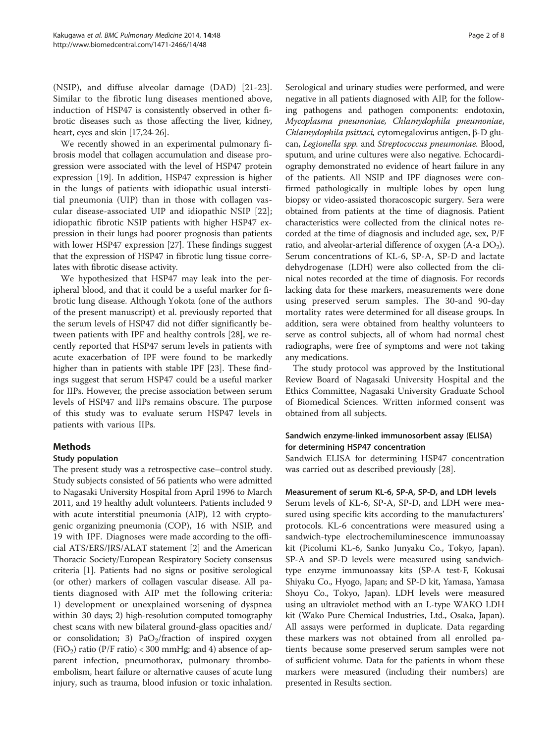(NSIP), and diffuse alveolar damage (DAD) [21-23]. Similar to the fibrotic lung diseases mentioned above, induction of HSP47 is consistently observed in other fibrotic diseases such as those affecting the liver, kidney, heart, eyes and skin [17,24-26].

We recently showed in an experimental pulmonary fibrosis model that collagen accumulation and disease progression were associated with the level of HSP47 protein expression [19]. In addition, HSP47 expression is higher in the lungs of patients with idiopathic usual interstitial pneumonia (UIP) than in those with collagen vascular disease-associated UIP and idiopathic NSIP [22]; idiopathic fibrotic NSIP patients with higher HSP47 expression in their lungs had poorer prognosis than patients with lower HSP47 expression [27]. These findings suggest that the expression of HSP47 in fibrotic lung tissue correlates with fibrotic disease activity.

We hypothesized that HSP47 may leak into the peripheral blood, and that it could be a useful marker for fibrotic lung disease. Although Yokota (one of the authors of the present manuscript) et al. previously reported that the serum levels of HSP47 did not differ significantly between patients with IPF and healthy controls [28], we recently reported that HSP47 serum levels in patients with acute exacerbation of IPF were found to be markedly higher than in patients with stable IPF [23]. These findings suggest that serum HSP47 could be a useful marker for IIPs. However, the precise association between serum levels of HSP47 and IIPs remains obscure. The purpose of this study was to evaluate serum HSP47 levels in patients with various IIPs.

## Methods

### Study population

The present study was a retrospective case–control study. Study subjects consisted of 56 patients who were admitted to Nagasaki University Hospital from April 1996 to March 2011, and 19 healthy adult volunteers. Patients included 9 with acute interstitial pneumonia (AIP), 12 with cryptogenic organizing pneumonia (COP), 16 with NSIP, and 19 with IPF. Diagnoses were made according to the official ATS/ERS/JRS/ALAT statement [2] and the American Thoracic Society/European Respiratory Society consensus criteria [1]. Patients had no signs or positive serological (or other) markers of collagen vascular disease. All patients diagnosed with AIP met the following criteria: 1) development or unexplained worsening of dyspnea within 30 days; 2) high-resolution computed tomography chest scans with new bilateral ground-glass opacities and/or consolidation; 3) $PaO_2$/fraction of inspired oxygen ($FiO_2$) ratio (P/F ratio) < 300 mmHg; and 4) absence of apparent infection, pneumothorax, pulmonary thromboembolism, heart failure or alternative causes of acute lung injury, such as trauma, blood infusion or toxic inhalation. Serological and urinary studies were performed, and were negative in all patients diagnosed with AIP, for the following pathogens and pathogen components: endotoxin, *Mycoplasma pneumoniae*, *Chlamydophila pneumoniae*, *Chlamydophila psittaci*, cytomegalovirus antigen, β-D glucan, *Legionella spp.* and *Streptococcus pneumoniae*. Blood, sputum, and urine cultures were also negative. Echocardiography demonstrated no evidence of heart failure in any of the patients. All NSIP and IPF diagnoses were confirmed pathologically in multiple lobes by open lung biopsy or video-assisted thoracoscopic surgery. Sera were obtained from patients at the time of diagnosis. Patient characteristics were collected from the clinical notes recorded at the time of diagnosis and included age, sex, P/F ratio, and alveolar-arterial difference of oxygen (A-a $DO_2$). Serum concentrations of KL-6, SP-A, SP-D and lactate dehydrogenase (LDH) were also collected from the clinical notes recorded at the time of diagnosis. For records lacking data for these markers, measurements were done using preserved serum samples. The 30-and 90-day mortality rates were determined for all disease groups. In addition, sera were obtained from healthy volunteers to serve as control subjects, all of whom had normal chest radiographs, were free of symptoms and were not taking any medications.

The study protocol was approved by the Institutional Review Board of Nagasaki University Hospital and the Ethics Committee, Nagasaki University Graduate School of Biomedical Sciences. Written informed consent was obtained from all subjects.

### Sandwich enzyme-linked immunosorbent assay (ELISA) for determining HSP47 concentration

Sandwich ELISA for determining HSP47 concentration was carried out as described previously [28].

### Measurement of serum KL-6, SP-A, SP-D, and LDH levels

Serum levels of KL-6, SP-A, SP-D, and LDH were measured using specific kits according to the manufacturers' protocols. KL-6 concentrations were measured using a sandwich-type electrochemiluminescence immunoassay kit (Picolumi KL-6, Sanko Junyaku Co., Tokyo, Japan). SP-A and SP-D levels were measured using sandwich-type enzyme immunoassay kits (SP-A test-F, Kokusai Shiyaku Co., Hyogo, Japan; and SP-D kit, Yamasa, Yamasa Shoyu Co., Tokyo, Japan). LDH levels were measured using an ultraviolet method with an L-type WAKO LDH kit (Wako Pure Chemical Industries, Ltd., Osaka, Japan). All assays were performed in duplicate. Data regarding these markers was not obtained from all enrolled patients because some preserved serum samples were not of sufficient volume. Data for the patients in whom these markers were measured (including their numbers) are presented in Results section.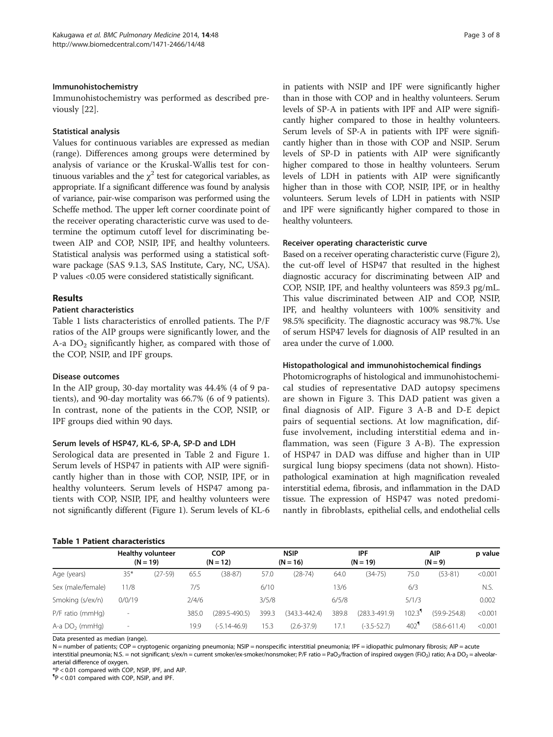### Immunohistochemistry

Immunohistochemistry was performed as described previously [22].

### Statistical analysis

Values for continuous variables are expressed as median (range). Differences among groups were determined by analysis of variance or the Kruskal-Wallis test for continuous variables and the $\chi^2$ test for categorical variables, as appropriate. If a significant difference was found by analysis of variance, pair-wise comparison was performed using the Scheffe method. The upper left corner coordinate point of the receiver operating characteristic curve was used to determine the optimum cutoff level for discriminating between AIP and COP, NSIP, IPF, and healthy volunteers. Statistical analysis was performed using a statistical software package (SAS 9.1.3, SAS Institute, Cary, NC, USA). P values <0.05 were considered statistically significant.

## Results

### Patient characteristics

Table 1 lists characteristics of enrolled patients. The P/F ratios of the AIP groups were significantly lower, and the A-a $DO_2$ significantly higher, as compared with those of the COP, NSIP, and IPF groups.

### Disease outcomes

In the AIP group, 30-day mortality was 44.4% (4 of 9 patients), and 90-day mortality was 66.7% (6 of 9 patients). In contrast, none of the patients in the COP, NSIP, or IPF groups died within 90 days.

### Serum levels of HSP47, KL-6, SP-A, SP-D and LDH

Serological data are presented in Table 2 and Figure 1. Serum levels of HSP47 in patients with AIP were significantly higher than in those with COP, NSIP, IPF, or in healthy volunteers. Serum levels of HSP47 among patients with COP, NSIP, IPF, and healthy volunteers were not significantly different (Figure 1). Serum levels of KL-6 in patients with NSIP and IPF were significantly higher than in those with COP and in healthy volunteers. Serum levels of SP-A in patients with IPF and AIP were significantly higher compared to those in healthy volunteers. Serum levels of SP-A in patients with IPF were significantly higher than in those with COP and NSIP. Serum levels of SP-D in patients with AIP were significantly higher compared to those in healthy volunteers. Serum levels of LDH in patients with AIP were significantly higher than in those with COP, NSIP, IPF, or in healthy volunteers. Serum levels of LDH in patients with NSIP and IPF were significantly higher compared to those in healthy volunteers.

### Receiver operating characteristic curve

Based on a receiver operating characteristic curve (Figure 2), the cut-off level of HSP47 that resulted in the highest diagnostic accuracy for discriminating between AIP and COP, NSIP, IPF, and healthy volunteers was 859.3 pg/mL. This value discriminated between AIP and COP, NSIP, IPF, and healthy volunteers with 100% sensitivity and 98.5% specificity. The diagnostic accuracy was 98.7%. Use of serum HSP47 levels for diagnosis of AIP resulted in an area under the curve of 1.000.

### Histopathological and immunohistochemical findings

Photomicrographs of histological and immunohistochemical studies of representative DAD autopsy specimens are shown in Figure 3. This DAD patient was given a final diagnosis of AIP. Figure 3 A-B and D-E depict pairs of sequential sections. At low magnification, diffuse involvement, including interstitial edema and inflammation, was seen (Figure 3 A-B). The expression of HSP47 in DAD was diffuse and higher than in UIP surgical lung biopsy specimens (data not shown). Histopathological examination at high magnification revealed interstitial edema, fibrosis, and inflammation in the DAD tissue. The expression of HSP47 was noted predominantly in fibroblasts, epithelial cells, and endothelial cells

**Table 1 Patient characteristics**

| | Healthy volunteer (N = 19) | | COP (N = 12) | | NSIP (N = 16) | | IPF (N = 19) | | AIP (N = 9) | | p value |
|---|---|---|---|---|---|---|---|---|---|---|---|
| Age (years) | 35* | (27-59) | 65.5 | (38-87) | 57.0 | (28-74) | 64.0 | (34-75) | 75.0 | (53-81) | <0.001 |
| Sex (male/female) | 11/8 | | 7/5 | | 6/10 | | 13/6 | | 6/3 | | N.S. |
| Smoking (s/ex/n) | 0/0/19 | | 2/4/6 | | 3/5/8 | | 6/5/8 | | 5/1/3 | | 0.002 |
| P/F ratio (mmHg) | - | | 385.0 | (289.5-490.5) | 399.3 | (343.3-442.4) | 389.8 | (283.3-491.9) | 102.3¶ | (59.9-254.8) | <0.001 |
| A-a $DO_2$ (mmHg) | - | | 19.9 | (-5.14-46.9) | 15.3 | (2.6-37.9) | 17.1 | (-3.5-52.7) | 402¶ | (58.6-611.4) | <0.001 |

Data presented as median (range).

N = number of patients; COP = cryptogenic organizing pneumonia; NSIP = nonspecific interstitial pneumonia; IPF = idiopathic pulmonary fibrosis; AIP = acute interstitial pneumonia; N.S. = not significant; s/ex/n = current smoker/ex-smoker/nonsmoker; P/F ratio = $PaO_2$/fraction of inspired oxygen ($FiO_2$) ratio; A-a $DO_2$ = alveolar-arterial difference of oxygen.

*P < 0.01 compared with COP, NSIP, IPF, and AIP.

¶P < 0.01 compared with COP, NSIP, and IPF.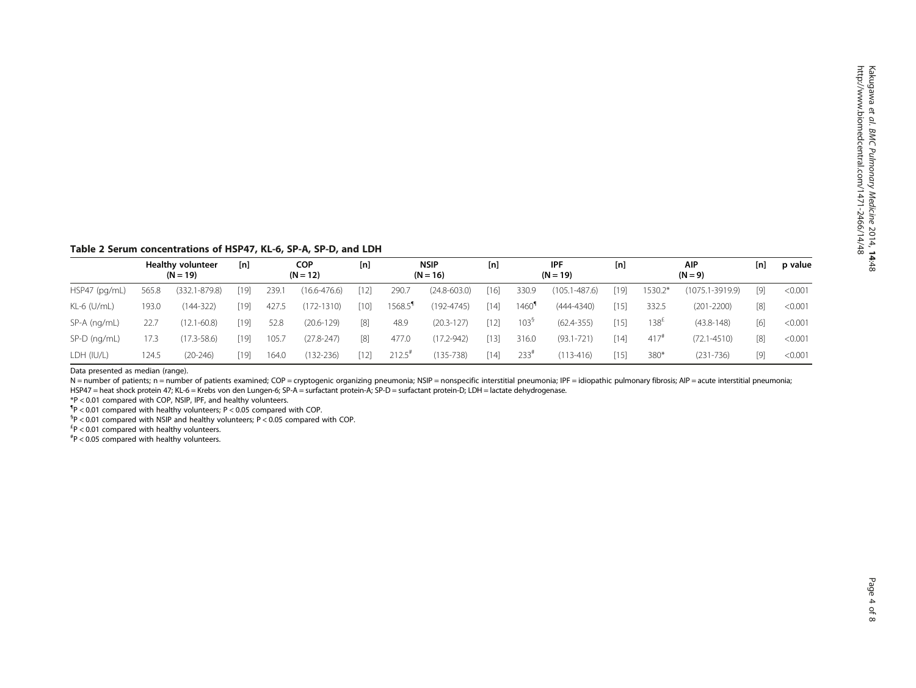**Table 2 Serum concentrations of HSP47, KL-6, SP-A, SP-D, and LDH**

| | Healthy volunteer (N = 19) | | [n] | COP (N = 12) | | [n] | NSIP (N = 16) | | [n] | IPF (N = 19) | | [n] | AIP (N = 9) | | [n] | p value |
|---|---|---|---|---|---|---|---|---|---|---|---|---|---|---|---|---|
| HSP47 (pg/mL) | 565.8 | (332.1-879.8) | [19] | 239.1 | (16.6-476.6) | [12] | 290.7 | (24.8-603.0) | [16] | 330.9 | (105.1-487.6) | [19] | 1530.2* | (1075.1-3919.9) | [9] | <0.001 |
| KL-6 (U/mL) | 193.0 | (144-322) | [19] | 427.5 | (172-1310) | [10] | 1568.5¶ | (192-4745) | [14] | 1460¶ | (444-4340) | [15] | 332.5 | (201-2200) | [8] | <0.001 |
| SP-A (ng/mL) | 22.7 | (12.1-60.8) | [19] | 52.8 | (20.6-129) | [8] | 48.9 | (20.3-127) | [12] | 103§ | (62.4-355) | [15] | 138£ | (43.8-148) | [6] | <0.001 |
| SP-D (ng/mL) | 17.3 | (17.3-58.6) | [19] | 105.7 | (27.8-247) | [8] | 477.0 | (17.2-942) | [13] | 316.0 | (93.1-721) | [14] | 417# | (72.1-4510) | [8] | <0.001 |
| LDH (IU/L) | 124.5 | (20-246) | [19] | 164.0 | (132-236) | [12] | 212.5# | (135-738) | [14] | 233# | (113-416) | [15] | 380* | (231-736) | [9] | <0.001 |

Data presented as median (range).

N = number of patients; n = number of patients examined; COP = cryptogenic organizing pneumonia; NSIP = nonspecific interstitial pneumonia; IPF = idiopathic pulmonary fibrosis; AIP = acute interstitial pneumonia; HSP47 = heat shock protein 47; KL-6 = Krebs von den Lungen-6; SP-A = surfactant protein-A; SP-D = surfactant protein-D; LDH = lactate dehydrogenase.

*P < 0.01 compared with COP, NSIP, IPF, and healthy volunteers.

¶P < 0.01 compared with healthy volunteers; P < 0.05 compared with COP.

§P < 0.01 compared with NSIP and healthy volunteers; P < 0.05 compared with COP.

£P < 0.01 compared with healthy volunteers.

#P < 0.05 compared with healthy volunteers.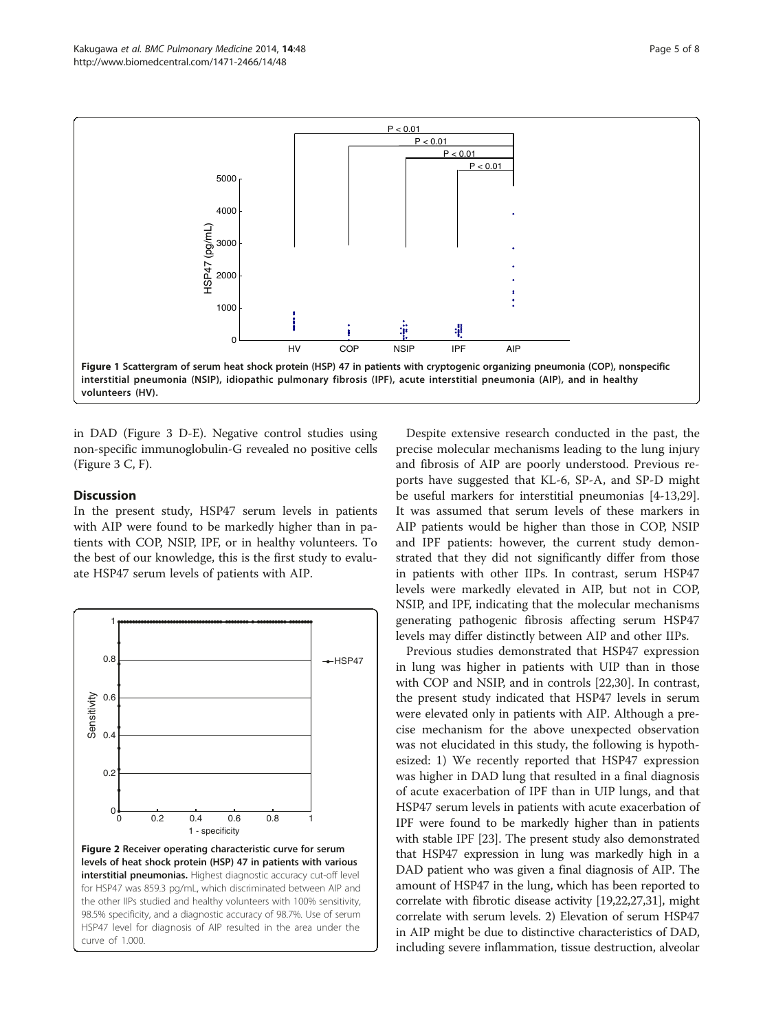Figure 1 Scattergram of serum heat shock protein (HSP) 47 in patients with cryptogenic organizing pneumonia (COP), nonspecific interstitial pneumonia (NSIP), idiopathic pulmonary fibrosis (IPF), acute interstitial pneumonia (AIP), and in healthy volunteers (HV).

in DAD (Figure 3 D-E). Negative control studies using non-specific immunoglobulin-G revealed no positive cells (Figure 3 C, F).

## Discussion

In the present study, HSP47 serum levels in patients with AIP were found to be markedly higher than in patients with COP, NSIP, IPF, or in healthy volunteers. To the best of our knowledge, this is the first study to evaluate HSP47 serum levels of patients with AIP.

**Figure 2 Receiver operating characteristic curve for serum levels of heat shock protein (HSP) 47 in patients with various interstitial pneumonias.** Highest diagnostic accuracy cut-off level for HSP47 was 859.3 pg/mL, which discriminated between AIP and the other IIPs studied and healthy volunteers with 100% sensitivity, 98.5% specificity, and a diagnostic accuracy of 98.7%. Use of serum HSP47 level for diagnosis of AIP resulted in the area under the curve of 1.000.

Despite extensive research conducted in the past, the precise molecular mechanisms leading to the lung injury and fibrosis of AIP are poorly understood. Previous reports have suggested that KL-6, SP-A, and SP-D might be useful markers for interstitial pneumonias [4-13,29]. It was assumed that serum levels of these markers in AIP patients would be higher than those in COP, NSIP and IPF patients: however, the current study demonstrated that they did not significantly differ from those in patients with other IIPs. In contrast, serum HSP47 levels were markedly elevated in AIP, but not in COP, NSIP, and IPF, indicating that the molecular mechanisms generating pathogenic fibrosis affecting serum HSP47 levels may differ distinctly between AIP and other IIPs.

Previous studies demonstrated that HSP47 expression in lung was higher in patients with UIP than in those with COP and NSIP, and in controls [22,30]. In contrast, the present study indicated that HSP47 levels in serum were elevated only in patients with AIP. Although a precise mechanism for the above unexpected observation was not elucidated in this study, the following is hypothesized: 1) We recently reported that HSP47 expression was higher in DAD lung that resulted in a final diagnosis of acute exacerbation of IPF than in UIP lungs, and that HSP47 serum levels in patients with acute exacerbation of IPF were found to be markedly higher than in patients with stable IPF [23]. The present study also demonstrated that HSP47 expression in lung was markedly high in a DAD patient who was given a final diagnosis of AIP. The amount of HSP47 in the lung, which has been reported to correlate with fibrotic disease activity [19,22,27,31], might correlate with serum levels. 2) Elevation of serum HSP47 in AIP might be due to distinctive characteristics of DAD, including severe inflammation, tissue destruction, alveolar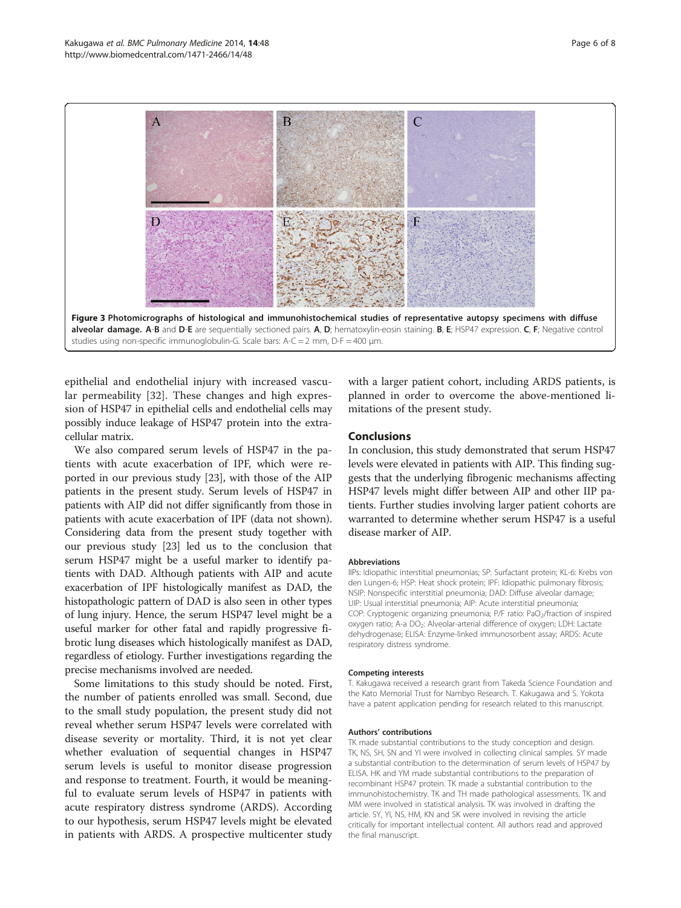**Figure 3 Photomicrographs of histological and immunohistochemical studies of representative autopsy specimens with diffuse alveolar damage. A-B and D-E are sequentially sectioned pairs. A, D; hematoxylin-eosin staining. B, E; HSP47 expression. C, F; Negative control studies using non-specific immunoglobulin-G.** Scale bars: A-C = 2 mm, D-F = 400 μm.

epithelial and endothelial injury with increased vascular permeability [32]. These changes and high expression of HSP47 in epithelial cells and endothelial cells may possibly induce leakage of HSP47 protein into the extracellular matrix.

We also compared serum levels of HSP47 in the patients with acute exacerbation of IPF, which were reported in our previous study [23], with those of the AIP patients in the present study. Serum levels of HSP47 in patients with AIP did not differ significantly from those in patients with acute exacerbation of IPF (data not shown). Considering data from the present study together with our previous study [23] led us to the conclusion that serum HSP47 might be a useful marker to identify patients with DAD. Although patients with AIP and acute exacerbation of IPF histologically manifest as DAD, the histopathologic pattern of DAD is also seen in other types of lung injury. Hence, the serum HSP47 level might be a useful marker for other fatal and rapidly progressive fibrotic lung diseases which histologically manifest as DAD, regardless of etiology. Further investigations regarding the precise mechanisms involved are needed.

Some limitations to this study should be noted. First, the number of patients enrolled was small. Second, due to the small study population, the present study did not reveal whether serum HSP47 levels were correlated with disease severity or mortality. Third, it is not yet clear whether evaluation of sequential changes in HSP47 serum levels is useful to monitor disease progression and response to treatment. Fourth, it would be meaningful to evaluate serum levels of HSP47 in patients with acute respiratory distress syndrome (ARDS). According to our hypothesis, serum HSP47 levels might be elevated in patients with ARDS. A prospective multicenter study with a larger patient cohort, including ARDS patients, is planned in order to overcome the above-mentioned limitations of the present study.

## Conclusions

In conclusion, this study demonstrated that serum HSP47 levels were elevated in patients with AIP. This finding suggests that the underlying fibrogenic mechanisms affecting HSP47 levels might differ between AIP and other IIP patients. Further studies involving larger patient cohorts are warranted to determine whether serum HSP47 is a useful disease marker of AIP.

#### Abbreviations

IIPs: Idiopathic interstitial pneumonias; SP: Surfactant protein; KL-6: Krebs von den Lungen-6; HSP: Heat shock protein; IPF: Idiopathic pulmonary fibrosis; NSIP: Nonspecific interstitial pneumonia; DAD: Diffuse alveolar damage; UIP: Usual interstitial pneumonia; AIP: Acute interstitial pneumonia; COP: Cryptogenic organizing pneumonia; P/F ratio: $PaO_2$/fraction of inspired oxygen ratio; A-a $DO_2$: Alveolar-arterial difference of oxygen; LDH: Lactate dehydrogenase; ELISA: Enzyme-linked immunosorbent assay; ARDS: Acute respiratory distress syndrome.

#### Competing interests

T. Kakugawa received a research grant from Takeda Science Foundation and the Kato Memorial Trust for Nambyo Research. T. Kakugawa and S. Yokota have a patent application pending for research related to this manuscript.

#### Authors' contributions

TK made substantial contributions to the study conception and design. TK, NS, SH, SN and YI were involved in collecting clinical samples. SY made a substantial contribution to the determination of serum levels of HSP47 by ELISA. HK and YM made substantial contributions to the preparation of recombinant HSP47 protein. TK made a substantial contribution to the immunohistochemistry. TK and TH made pathological assessments. TK and MM were involved in statistical analysis. TK was involved in drafting the article. SY, YI, NS, HM, KN and SK were involved in revising the article critically for important intellectual content. All authors read and approved the final manuscript.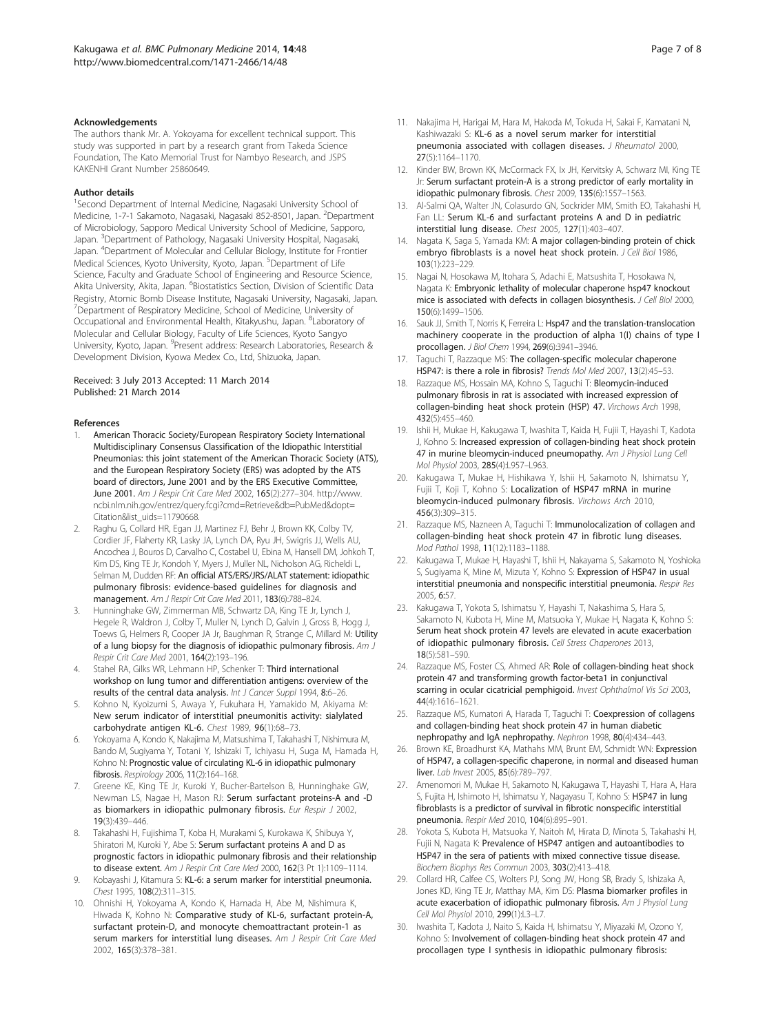#### Acknowledgements

The authors thank Mr. A. Yokoyama for excellent technical support. This study was supported in part by a research grant from Takeda Science Foundation, The Kato Memorial Trust for Nambyo Research, and JSPS KAKENHI Grant Number 25860649.

#### Author details

[1]Second Department of Internal Medicine, Nagasaki University School of Medicine, 1-7-1 Sakamoto, Nagasaki, Nagasaki 852-8501, Japan. [2]Department of Microbiology, Sapporo Medical University School of Medicine, Sapporo, Japan. [3]Department of Pathology, Nagasaki University Hospital, Nagasaki, Japan. [4]Department of Molecular and Cellular Biology, Institute for Frontier Medical Sciences, Kyoto University, Kyoto, Japan. [5]Department of Life Science, Faculty and Graduate School of Engineering and Resource Science, Akita University, Akita, Japan. [6]Biostatistics Section, Division of Scientific Data Registry, Atomic Bomb Disease Institute, Nagasaki University, Nagasaki, Japan. [7]Department of Respiratory Medicine, School of Medicine, University of Occupational and Environmental Health, Kitakyushu, Japan. [8]Laboratory of Molecular and Cellular Biology, Faculty of Life Sciences, Kyoto Sangyo University, Kyoto, Japan. [9]Present address: Research Laboratories, Research & Development Division, Kyowa Medex Co., Ltd, Shizuoka, Japan.

Received: 3 July 2013 Accepted: 11 March 2014
Published: 21 March 2014

#### References

1. American Thoracic Society/European Respiratory Society International Multidisciplinary Consensus Classification of the Idiopathic Interstitial Pneumonias: this joint statement of the American Thoracic Society (ATS), and the European Respiratory Society (ERS) was adopted by the ATS board of directors, June 2001 and by the ERS Executive Committee, June 2001. *Am J Respir Crit Care Med* 2002, 165(2):277–304. http://www.ncbi.nlm.nih.gov/entrez/query.fcgi?cmd=Retrieve&db=PubMed&dopt=Citation&list_uids=11790668.
2. Raghu G, Collard HR, Egan JJ, Martinez FJ, Behr J, Brown KK, Colby TV, Cordier JF, Flaherty KR, Lasky JA, Lynch DA, Ryu JH, Swigris JJ, Wells AU, Ancochea J, Bouros D, Carvalho C, Costabel U, Ebina M, Hansell DM, Johkoh T, Kim DS, King TE Jr, Kondoh Y, Myers J, Muller NL, Nicholson AG, Richeldi L, Selman M, Dudden RF: **An official ATS/ERS/JRS/ALAT statement: idiopathic pulmonary fibrosis: evidence-based guidelines for diagnosis and management.** *Am J Respir Crit Care Med* 2011, 183(6):788–824.
3. Hunninghake GW, Zimmerman MB, Schwartz DA, King TE Jr, Lynch J, Hegele R, Waldron J, Colby T, Muller N, Lynch D, Galvin J, Gross B, Hogg J, Toews G, Helmers R, Cooper JA Jr, Baughman R, Strange C, Millard M: **Utility of a lung biopsy for the diagnosis of idiopathic pulmonary fibrosis.** *Am J Respir Crit Care Med* 2001, 164(2):193–196.
4. Stahel RA, Gilks WR, Lehmann HP, Schenker T: **Third international workshop on lung tumor and differentiation antigens: overview of the results of the central data analysis.** *Int J Cancer Suppl* 1994, 8:6–26.
5. Kohno N, Kyoizumi S, Awaya Y, Fukuhara H, Yamakido M, Akiyama M: **New serum indicator of interstitial pneumonitis activity: sialylated carbohydrate antigen KL-6.** *Chest* 1989, 96(1):68–73.
6. Yokoyama A, Kondo K, Nakajima M, Matsushima T, Takahashi T, Nishimura M, Bando M, Sugiyama Y, Totani Y, Ishizaki T, Ichiyasu H, Suga M, Hamada H, Kohno N: **Prognostic value of circulating KL-6 in idiopathic pulmonary fibrosis.** *Respirology* 2006, 11(2):164–168.
7. Greene KE, King TE Jr, Kuroki Y, Bucher-Bartelson B, Hunninghake GW, Newman LS, Nagae H, Mason RJ: **Serum surfactant proteins-A and -D as biomarkers in idiopathic pulmonary fibrosis.** *Eur Respir J* 2002, 19(3):439–446.
8. Takahashi H, Fujishima T, Koba H, Murakami S, Kurokawa K, Shibuya Y, Shiratori M, Kuroki Y, Abe S: **Serum surfactant proteins A and D as prognostic factors in idiopathic pulmonary fibrosis and their relationship to disease extent.** *Am J Respir Crit Care Med* 2000, 162(3 Pt 1):1109–1114.
9. Kobayashi J, Kitamura S: **KL-6: a serum marker for interstitial pneumonia.** *Chest* 1995, 108(2):311–315.
10. Ohnishi H, Yokoyama A, Kondo K, Hamada H, Abe M, Nishimura K, Hiwada K, Kohno N: **Comparative study of KL-6, surfactant protein-A, surfactant protein-D, and monocyte chemoattractant protein-1 as serum markers for interstitial lung diseases.** *Am J Respir Crit Care Med* 2002, 165(3):378–381.
11. Nakajima H, Harigai M, Hara M, Hakoda M, Tokuda H, Sakai F, Kamatani N, Kashiwazaki S: **KL-6 as a novel serum marker for interstitial pneumonia associated with collagen diseases.** *J Rheumatol* 2000, 27(5):1164–1170.
12. Kinder BW, Brown KK, McCormack FX, Ix JH, Kervitsky A, Schwarz MI, King TE Jr: **Serum surfactant protein-A is a strong predictor of early mortality in idiopathic pulmonary fibrosis.** *Chest* 2009, 135(6):1557–1563.
13. Al-Salmi QA, Walter JN, Colasurdo GN, Sockrider MM, Smith EO, Takahashi H, Fan LL: **Serum KL-6 and surfactant proteins A and D in pediatric interstitial lung disease.** *Chest* 2005, 127(1):403–407.
14. Nagata K, Saga S, Yamada KM: **A major collagen-binding protein of chick embryo fibroblasts is a novel heat shock protein.** *J Cell Biol* 1986, 103(1):223–229.
15. Nagai N, Hosokawa M, Itohara S, Adachi E, Matsushita T, Hosokawa N, Nagata K: **Embryonic lethality of molecular chaperone hsp47 knockout mice is associated with defects in collagen biosynthesis.** *J Cell Biol* 2000, 150(6):1499–1506.
16. Sauk JJ, Smith T, Norris K, Ferreira L: **Hsp47 and the translation-translocation machinery cooperate in the production of alpha 1(I) chains of type I procollagen.** *J Biol Chem* 1994, 269(6):3941–3946.
17. Taguchi T, Razzaque MS: **The collagen-specific molecular chaperone HSP47: is there a role in fibrosis?** *Trends Mol Med* 2007, 13(2):45–53.
18. Razzaque MS, Hossain MA, Kohno S, Taguchi T: **Bleomycin-induced pulmonary fibrosis in rat is associated with increased expression of collagen-binding heat shock protein (HSP) 47.** *Virchows Arch* 1998, 432(5):455–460.
19. Ishii H, Mukae H, Kakugawa T, Iwashita T, Kaida H, Fujii T, Hayashi T, Kadota J, Kohno S: **Increased expression of collagen-binding heat shock protein 47 in murine bleomycin-induced pneumopathy.** *Am J Physiol Lung Cell Mol Physiol* 2003, 285(4):L957–L963.
20. Kakugawa T, Mukae H, Hishikawa Y, Ishii H, Sakamoto N, Ishimatsu Y, Fujii T, Koji T, Kohno S: **Localization of HSP47 mRNA in murine bleomycin-induced pulmonary fibrosis.** *Virchows Arch* 2010, 456(3):309–315.
21. Razzaque MS, Nazneen A, Taguchi T: **Immunolocalization of collagen and collagen-binding heat shock protein 47 in fibrotic lung diseases.** *Mod Pathol* 1998, 11(12):1183–1188.
22. Kakugawa T, Mukae H, Hayashi T, Ishii H, Nakayama S, Sakamoto N, Yoshioka S, Sugiyama K, Mine M, Mizuta Y, Kohno S: **Expression of HSP47 in usual interstitial pneumonia and nonspecific interstitial pneumonia.** *Respir Res* 2005, 6:57.
23. Kakugawa T, Yokota S, Ishimatsu Y, Hayashi T, Nakashima S, Hara S, Sakamoto N, Kubota H, Mine M, Matsuoka Y, Mukae H, Nagata K, Kohno S: **Serum heat shock protein 47 levels are elevated in acute exacerbation of idiopathic pulmonary fibrosis.** *Cell Stress Chaperones* 2013, 18(5):581–590.
24. Razzaque MS, Foster CS, Ahmed AR: **Role of collagen-binding heat shock protein 47 and transforming growth factor-beta1 in conjunctival scarring in ocular cicatricial pemphigoid.** *Invest Ophthalmol Vis Sci* 2003, 44(4):1616–1621.
25. Razzaque MS, Kumatori A, Harada T, Taguchi T: **Coexpression of collagens and collagen-binding heat shock protein 47 in human diabetic nephropathy and IgA nephropathy.** *Nephron* 1998, 80(4):434–443.
26. Brown KE, Broadhurst KA, Mathahs MM, Brunt EM, Schmidt WN: **Expression of HSP47, a collagen-specific chaperone, in normal and diseased human liver.** *Lab Invest* 2005, 85(6):789–797.
27. Amenomori M, Mukae H, Sakamoto N, Kakugawa T, Hayashi T, Hara A, Hara S, Fujita H, Ishimoto H, Ishimatsu Y, Nagayasu T, Kohno S: **HSP47 in lung fibroblasts is a predictor of survival in fibrotic nonspecific interstitial pneumonia.** *Respir Med* 2010, 104(6):895–901.
28. Yokota S, Kubota H, Matsuoka Y, Naitoh M, Hirata D, Minota S, Takahashi H, Fujii N, Nagata K: **Prevalence of HSP47 antigen and autoantibodies to HSP47 in the sera of patients with mixed connective tissue disease.** *Biochem Biophys Res Commun* 2003, 303(2):413–418.
29. Collard HR, Calfee CS, Wolters PJ, Song JW, Hong SB, Brady S, Ishizaka A, Jones KD, King TE Jr, Matthay MA, Kim DS: **Plasma biomarker profiles in acute exacerbation of idiopathic pulmonary fibrosis.** *Am J Physiol Lung Cell Mol Physiol* 2010, 299(1):L3–L7.
30. Iwashita T, Kadota J, Naito S, Kaida H, Ishimatsu Y, Miyazaki M, Ozono Y, Kohno S: **Involvement of collagen-binding heat shock protein 47 and procollagen type I synthesis in idiopathic pulmonary fibrosis:**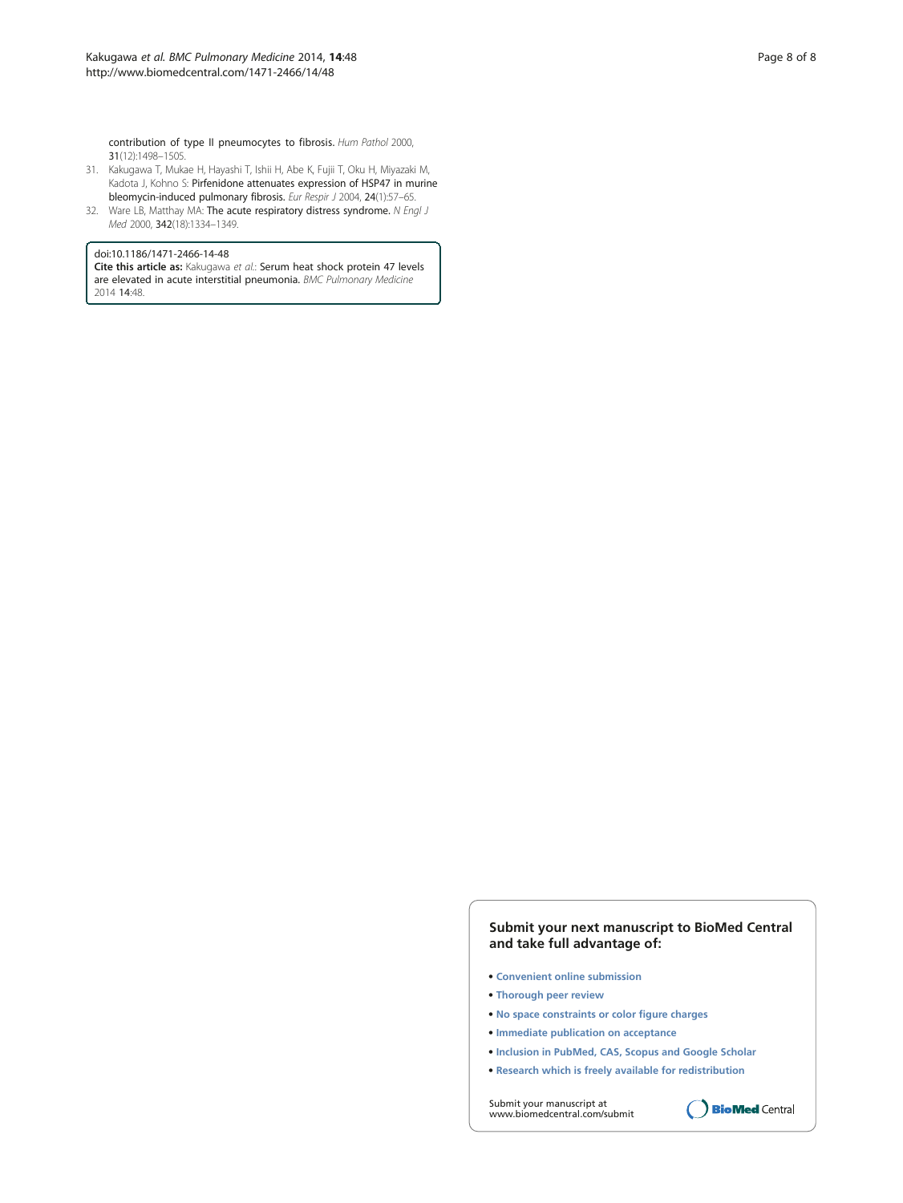contribution of type II pneumocytes to fibrosis. *Hum Pathol* 2000, **31**(12):1498–1505.

31. Kakugawa T, Mukae H, Hayashi T, Ishii H, Abe K, Fujii T, Oku H, Miyazaki M, Kadota J, Kohno S: Pirfenidone attenuates expression of HSP47 in murine bleomycin-induced pulmonary fibrosis. *Eur Respir J* 2004, **24**(1):57–65.
32. Ware LB, Matthay MA: The acute respiratory distress syndrome. *N Engl J Med* 2000, **342**(18):1334–1349.

doi:10.1186/1471-2466-14-48
**Cite this article as:** Kakugawa *et al.*: Serum heat shock protein 47 levels are elevated in acute interstitial pneumonia. *BMC Pulmonary Medicine* 2014 **14**:48.

**Submit your next manuscript to BioMed Central and take full advantage of:**

- **Convenient online submission**
- **Thorough peer review**
- **No space constraints or color figure charges**
- **Immediate publication on acceptance**
- **Inclusion in PubMed, CAS, Scopus and Google Scholar**
- **Research which is freely available for redistribution**

Submit your manuscript at
www.biomedcentral.com/submit

BioMed Central